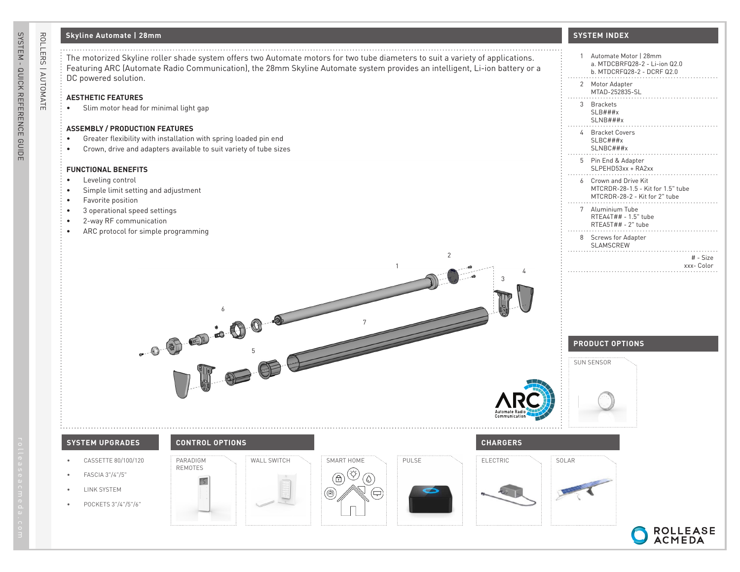## Skyline Automate | 28mm

The motorized Skyline roller shade system offers two Automate motors for two tube diameters to suit a variety of applications. Featuring ARC (Automate Radio Communication), the 28mm Skyline Automate system provides an intelligent, Li-ion battery or a DC powered solution.

### AESTHETIC FEATURES

- Slim motor head for minimal light gap

### ASSEMBLY / PRODUCTION FEATURES

- Greater flexibility with installation with spring loaded pin end
- Crown, drive and adapters available to suit variety of tube sizes

### FUNCTIONAL BENEFITS

- Leveling control
- Simple limit setting and adjustment
- Favorite position
- 3 operational speed settings
- 2-way RF communication
- ARC protocol for simple programming

## SYSTEM INDEX

1. Automate Motor | 28mm
   a. MTDCBRFQ28-2 - Li-ion Q2.0
   b. MTDCRFQ28-2 - DCRF Q2.0
2. Motor Adapter
   MTAD-252835-SL
3. Brackets
   SLB###x
   SLNB###x
4. Bracket Covers
   SLBC###x
   SLNBC###x
5. Pin End & Adapter
   SLPEHD53xx + RA2xx
6. Crown and Drive Kit
   MTCRDR-28-1.5 - Kit for 1.5" tube
   MTCRDR-28-2 - Kit for 2" tube
7. Aluminium Tube
   RTEA4T## - 1.5" tube
   RTEA5T## - 2" tube
8. Screws for Adapter
   SLAMSCREW

# - Size
xxx- Color

## PRODUCT OPTIONS

SUN SENSOR

## SYSTEM UPGRADES

- CASSETTE 80/100/120
- FASCIA 3"/4"/5"
- LINK SYSTEM
- POCKETS 3"/4"/5"/6"

## CONTROL OPTIONS

PARADIGM REMOTES

WALL SWITCH

SMART HOME

PULSE

## CHARGERS

ELECTRIC

SOLAR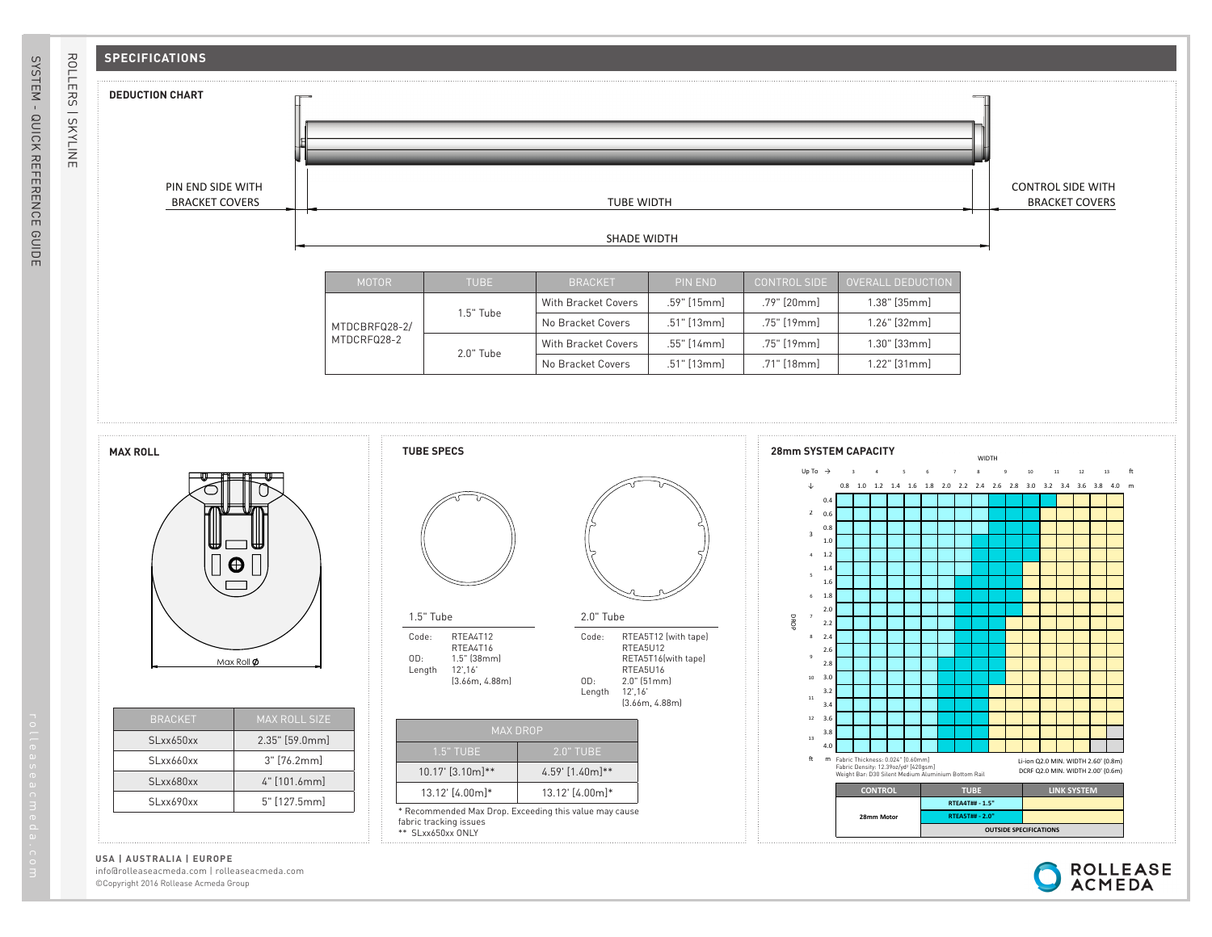## SPECIFICATIONS

### DEDUCTION CHART

PIN END SIDE WITH BRACKET COVERS

TUBE WIDTH

CONTROL SIDE WITH BRACKET COVERS

SHADE WIDTH

| MOTOR | TUBE | BRACKET | PIN END | CONTROL SIDE | OVERALL DEDUCTION |
|---|---|---|---|---|---|
| MTDCBRFQ28-2/ MTDCRFQ28-2 | 1.5" Tube | With Bracket Covers | .59" [15mm] | .79" [20mm] | 1.38" [35mm] |
| | | No Bracket Covers | .51" [13mm] | .75" [19mm] | 1.26" [32mm] |
| | 2.0" Tube | With Bracket Covers | .55" [14mm] | .75" [19mm] | 1.30" [33mm] |
| | | No Bracket Covers | .51" [13mm] | .71" [18mm] | 1.22" [31mm] |

### MAX ROLL

Max Roll Ø

| BRACKET | MAX ROLL SIZE |
|---|---|
| SLxx650xx | 2.35" [59.0mm] |
| SLxx660xx | 3" [76.2mm] |
| SLxx680xx | 4" [101.6mm] |
| SLxx690xx | 5" [127.5mm] |

### TUBE SPECS

**1.5" Tube**

Code: RTEA4T12, RTEA4T16
OD: 1.5" (38mm)
Length: 12',16' (3.66m, 4.88m)

**2.0" Tube**

Code: RTEA5T12 (with tape), RTEA5U12, RETA5T16(with tape), RTEA5U16
OD: 2.0" (51mm)
Length: 12',16' (3.66m, 4.88m)

| MAX DROP | |
|---|---|
| 1.5" TUBE | 2.0" TUBE |
| 10.17' [3.10m]** | 4.59' [1.40m]** |
| 13.12' [4.00m]* | 13.12' [4.00m]* |

\* Recommended Max Drop. Exceeding this value may cause fabric tracking issues
** SLxx650xx ONLY

### 28mm SYSTEM CAPACITY

WIDTH

Up To →

ft: 3 4 5 6 7 8 9 10 11 12 13

m: 0.8 1.0 1.2 1.4 1.6 1.8 2.0 2.2 2.4 2.6 2.8 3.0 3.2 3.4 3.6 3.8 4.0

DROP

ft: 2 3 4 5 6 7 8 9 10 11 12 13

m: 0.4 0.6 0.8 1.0 1.2 1.4 1.6 1.8 2.0 2.2 2.4 2.6 2.8 3.0 3.2 3.4 3.6 3.8 4.0

Fabric Thickness: 0.024" [0.60mm]
Fabric Density: 12.39oz/yd² [420gsm]
Weight Bar: D30 Silent Medium Aluminium Bottom Rail

Li-ion Q2.0 MIN. WIDTH 2.60' (0.8m)
DCRF Q2.0 MIN. WIDTH 2.00' (0.6m)

| CONTROL | TUBE | LINK SYSTEM |
|---|---|---|
| 28mm Motor | RTEA4T## - 1.5" | |
| | RTEA5T## - 2.0" | |
| | OUTSIDE SPECIFICATIONS | |

**USA | AUSTRALIA | EUROPE**
info@rolleaseacmeda.com | rolleaseacmeda.com
©Copyright 2016 Rollease Acmeda Group